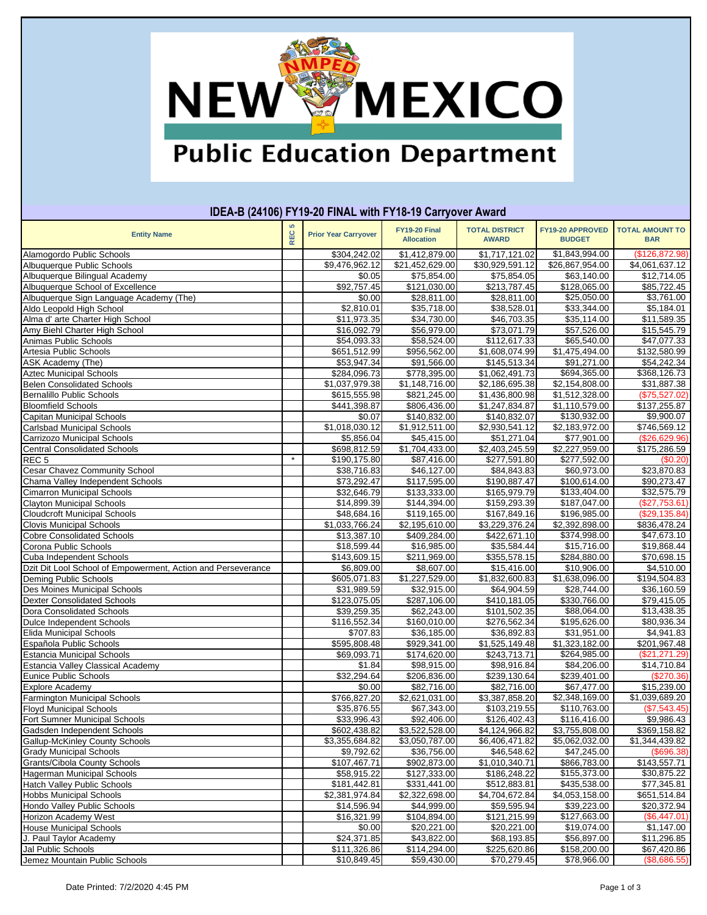# New Mexico Public Education Department

## IDEA-B (24106) FY19-20 FINAL with FY18-19 Carryover Award

| Entity Name | REC 5 | Prior Year Carryover | FY19-20 Final Allocation | TOTAL DISTRICT AWARD | FY19-20 APPROVED BUDGET | TOTAL AMOUNT TO BAR |
|---|---|---|---|---|---|---|
| Alamogordo Public Schools | | $304,242.02 | $1,412,879.00 | $1,717,121.02 | $1,843,994.00 | ($126,872.98) |
| Albuquerque Public Schools | | $9,476,962.12 | $21,452,629.00 | $30,929,591.12 | $26,867,954.00 | $4,061,637.12 |
| Albuquerque Bilingual Academy | | $0.05 | $75,854.00 | $75,854.05 | $63,140.00 | $12,714.05 |
| Albuquerque School of Excellence | | $92,757.45 | $121,030.00 | $213,787.45 | $128,065.00 | $85,722.45 |
| Albuquerque Sign Language Academy (The) | | $0.00 | $28,811.00 | $28,811.00 | $25,050.00 | $3,761.00 |
| Aldo Leopold High School | | $2,810.01 | $35,718.00 | $38,528.01 | $33,344.00 | $5,184.01 |
| Alma d' arte Charter High School | | $11,973.35 | $34,730.00 | $46,703.35 | $35,114.00 | $11,589.35 |
| Amy Biehl Charter High School | | $16,092.79 | $56,979.00 | $73,071.79 | $57,526.00 | $15,545.79 |
| Animas Public Schools | | $54,093.33 | $58,524.00 | $112,617.33 | $65,540.00 | $47,077.33 |
| Artesia Public Schools | | $651,512.99 | $956,562.00 | $1,608,074.99 | $1,475,494.00 | $132,580.99 |
| ASK Academy (The) | | $53,947.34 | $91,566.00 | $145,513.34 | $91,271.00 | $54,242.34 |
| Aztec Municipal Schools | | $284,096.73 | $778,395.00 | $1,062,491.73 | $694,365.00 | $368,126.73 |
| Belen Consolidated Schools | | $1,037,979.38 | $1,148,716.00 | $2,186,695.38 | $2,154,808.00 | $31,887.38 |
| Bernalillo Public Schools | | $615,555.98 | $821,245.00 | $1,436,800.98 | $1,512,328.00 | ($75,527.02) |
| Bloomfield Schools | | $441,398.87 | $806,436.00 | $1,247,834.87 | $1,110,579.00 | $137,255.87 |
| Capitan Municipal Schools | | $0.07 | $140,832.00 | $140,832.07 | $130,932.00 | $9,900.07 |
| Carlsbad Municipal Schools | | $1,018,030.12 | $1,912,511.00 | $2,930,541.12 | $2,183,972.00 | $746,569.12 |
| Carrizozo Municipal Schools | | $5,856.04 | $45,415.00 | $51,271.04 | $77,901.00 | ($26,629.96) |
| Central Consolidated Schools | | $698,812.59 | $1,704,433.00 | $2,403,245.59 | $2,227,959.00 | $175,286.59 |
| REC 5 | * | $190,175.80 | $87,416.00 | $277,591.80 | $277,592.00 | ($0.20) |
| Cesar Chavez Community School | | $38,716.83 | $46,127.00 | $84,843.83 | $60,973.00 | $23,870.83 |
| Chama Valley Independent Schools | | $73,292.47 | $117,595.00 | $190,887.47 | $100,614.00 | $90,273.47 |
| Cimarron Municipal Schools | | $32,646.79 | $133,333.00 | $165,979.79 | $133,404.00 | $32,575.79 |
| Clayton Municipal Schools | | $14,899.39 | $144,394.00 | $159,293.39 | $187,047.00 | ($27,753.61) |
| Cloudcroft Municipal Schools | | $48,684.16 | $119,165.00 | $167,849.16 | $196,985.00 | ($29,135.84) |
| Clovis Municipal Schools | | $1,033,766.24 | $2,195,610.00 | $3,229,376.24 | $2,392,898.00 | $836,478.24 |
| Cobre Consolidated Schools | | $13,387.10 | $409,284.00 | $422,671.10 | $374,998.00 | $47,673.10 |
| Corona Public Schools | | $18,599.44 | $16,985.00 | $35,584.44 | $15,716.00 | $19,868.44 |
| Cuba Independent Schools | | $143,609.15 | $211,969.00 | $355,578.15 | $284,880.00 | $70,698.15 |
| Dzit Dit Lool School of Empowerment, Action and Perseverance | | $6,809.00 | $8,607.00 | $15,416.00 | $10,906.00 | $4,510.00 |
| Deming Public Schools | | $605,071.83 | $1,227,529.00 | $1,832,600.83 | $1,638,096.00 | $194,504.83 |
| Des Moines Municipal Schools | | $31,989.59 | $32,915.00 | $64,904.59 | $28,744.00 | $36,160.59 |
| Dexter Consolidated Schools | | $123,075.05 | $287,106.00 | $410,181.05 | $330,766.00 | $79,415.05 |
| Dora Consolidated Schools | | $39,259.35 | $62,243.00 | $101,502.35 | $88,064.00 | $13,438.35 |
| Dulce Independent Schools | | $116,552.34 | $160,010.00 | $276,562.34 | $195,626.00 | $80,936.34 |
| Elida Municipal Schools | | $707.83 | $36,185.00 | $36,892.83 | $31,951.00 | $4,941.83 |
| Española Public Schools | | $595,808.48 | $929,341.00 | $1,525,149.48 | $1,323,182.00 | $201,967.48 |
| Estancia Municipal Schools | | $69,093.71 | $174,620.00 | $243,713.71 | $264,985.00 | ($21,271.29) |
| Estancia Valley Classical Academy | | $1.84 | $98,915.00 | $98,916.84 | $84,206.00 | $14,710.84 |
| Eunice Public Schools | | $32,294.64 | $206,836.00 | $239,130.64 | $239,401.00 | ($270.36) |
| Explore Academy | | $0.00 | $82,716.00 | $82,716.00 | $67,477.00 | $15,239.00 |
| Farmington Municipal Schools | | $766,827.20 | $2,621,031.00 | $3,387,858.20 | $2,348,169.00 | $1,039,689.20 |
| Floyd Municipal Schools | | $35,876.55 | $67,343.00 | $103,219.55 | $110,763.00 | ($7,543.45) |
| Fort Sumner Municipal Schools | | $33,996.43 | $92,406.00 | $126,402.43 | $116,416.00 | $9,986.43 |
| Gadsden Independent Schools | | $602,438.82 | $3,522,528.00 | $4,124,966.82 | $3,755,808.00 | $369,158.82 |
| Gallup-McKinley County Schools | | $3,355,684.82 | $3,050,787.00 | $6,406,471.82 | $5,062,032.00 | $1,344,439.82 |
| Grady Municipal Schools | | $9,792.62 | $36,756.00 | $46,548.62 | $47,245.00 | ($696.38) |
| Grants/Cibola County Schools | | $107,467.71 | $902,873.00 | $1,010,340.71 | $866,783.00 | $143,557.71 |
| Hagerman Municipal Schools | | $58,915.22 | $127,333.00 | $186,248.22 | $155,373.00 | $30,875.22 |
| Hatch Valley Public Schools | | $181,442.81 | $331,441.00 | $512,883.81 | $435,538.00 | $77,345.81 |
| Hobbs Municipal Schools | | $2,381,974.84 | $2,322,698.00 | $4,704,672.84 | $4,053,158.00 | $651,514.84 |
| Hondo Valley Public Schools | | $14,596.94 | $44,999.00 | $59,595.94 | $39,223.00 | $20,372.94 |
| Horizon Academy West | | $16,321.99 | $104,894.00 | $121,215.99 | $127,663.00 | ($6,447.01) |
| House Municipal Schools | | $0.00 | $20,221.00 | $20,221.00 | $19,074.00 | $1,147.00 |
| J. Paul Taylor Academy | | $24,371.85 | $43,822.00 | $68,193.85 | $56,897.00 | $11,296.85 |
| Jal Public Schools | | $111,326.86 | $114,294.00 | $225,620.86 | $158,200.00 | $67,420.86 |
| Jemez Mountain Public Schools | | $10,849.45 | $59,430.00 | $70,279.45 | $78,966.00 | ($8,686.55) |

Date Printed: 7/2/2020 4:45 PM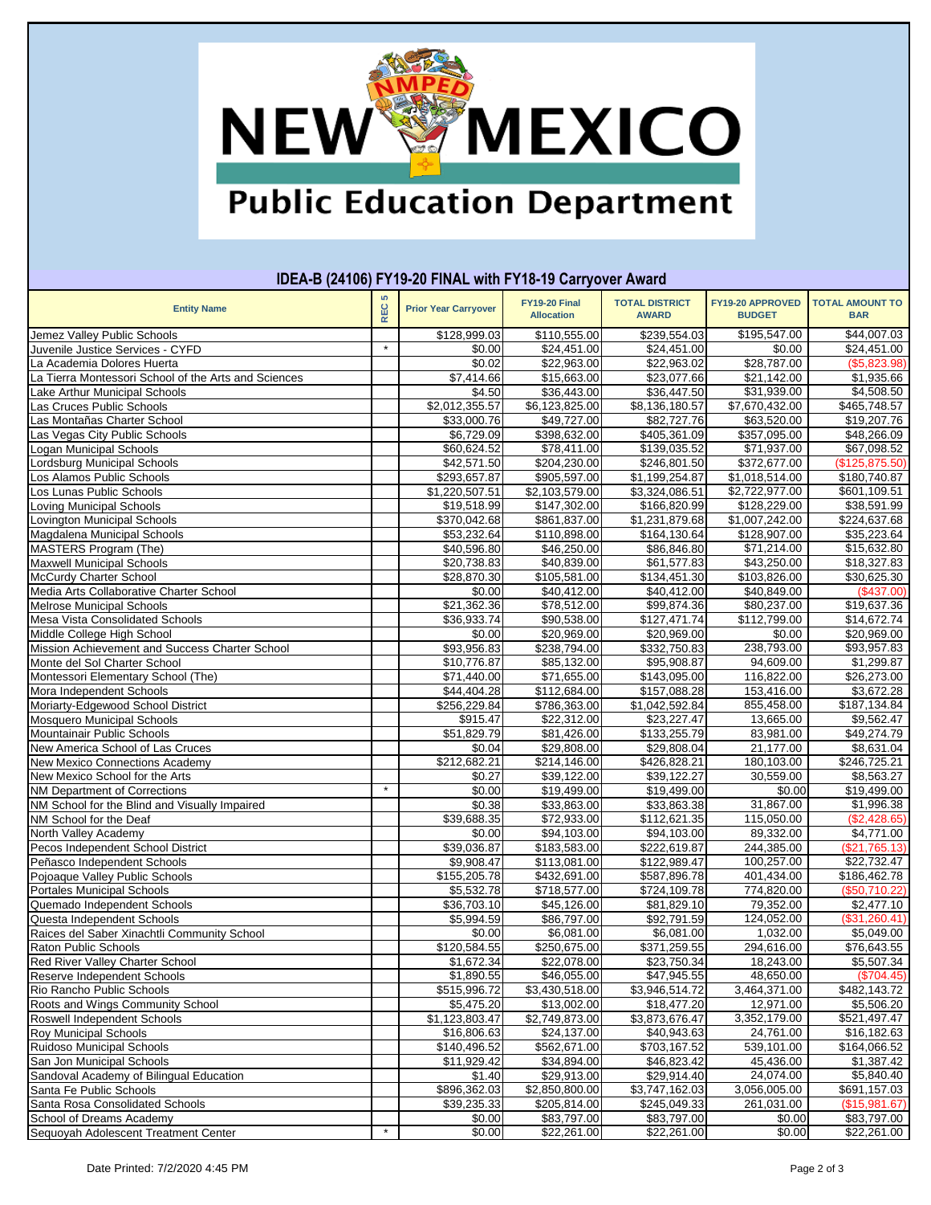New Mexico Public Education Department

## IDEA-B (24106) FY19-20 FINAL with FY18-19 Carryover Award

| Entity Name | REC 5 | Prior Year Carryover | FY19-20 Final Allocation | TOTAL DISTRICT AWARD | FY19-20 APPROVED BUDGET | TOTAL AMOUNT TO BAR |
|---|---|---|---|---|---|---|
| Jemez Valley Public Schools | | $128,999.03 | $110,555.00 | $239,554.03 | $195,547.00 | $44,007.03 |
| Juvenile Justice Services - CYFD | * | $0.00 | $24,451.00 | $24,451.00 | $0.00 | $24,451.00 |
| La Academia Dolores Huerta | | $0.02 | $22,963.00 | $22,963.02 | $28,787.00 | ($5,823.98) |
| La Tierra Montessori School of the Arts and Sciences | | $7,414.66 | $15,663.00 | $23,077.66 | $21,142.00 | $1,935.66 |
| Lake Arthur Municipal Schools | | $4.50 | $36,443.00 | $36,447.50 | $31,939.00 | $4,508.50 |
| Las Cruces Public Schools | | $2,012,355.57 | $6,123,825.00 | $8,136,180.57 | $7,670,432.00 | $465,748.57 |
| Las Montañas Charter School | | $33,000.76 | $49,727.00 | $82,727.76 | $63,520.00 | $19,207.76 |
| Las Vegas City Public Schools | | $6,729.09 | $398,632.00 | $405,361.09 | $357,095.00 | $48,266.09 |
| Logan Municipal Schools | | $60,624.52 | $78,411.00 | $139,035.52 | $71,937.00 | $67,098.52 |
| Lordsburg Municipal Schools | | $42,571.50 | $204,230.00 | $246,801.50 | $372,677.00 | ($125,875.50) |
| Los Alamos Public Schools | | $293,657.87 | $905,597.00 | $1,199,254.87 | $1,018,514.00 | $180,740.87 |
| Los Lunas Public Schools | | $1,220,507.51 | $2,103,579.00 | $3,324,086.51 | $2,722,977.00 | $601,109.51 |
| Loving Municipal Schools | | $19,518.99 | $147,302.00 | $166,820.99 | $128,229.00 | $38,591.99 |
| Lovington Municipal Schools | | $370,042.68 | $861,837.00 | $1,231,879.68 | $1,007,242.00 | $224,637.68 |
| Magdalena Municipal Schools | | $53,232.64 | $110,898.00 | $164,130.64 | $128,907.00 | $35,223.64 |
| MASTERS Program (The) | | $40,596.80 | $46,250.00 | $86,846.80 | $71,214.00 | $15,632.80 |
| Maxwell Municipal Schools | | $20,738.83 | $40,839.00 | $61,577.83 | $43,250.00 | $18,327.83 |
| McCurdy Charter School | | $28,870.30 | $105,581.00 | $134,451.30 | $103,826.00 | $30,625.30 |
| Media Arts Collaborative Charter School | | $0.00 | $40,412.00 | $40,412.00 | $40,849.00 | ($437.00) |
| Melrose Municipal Schools | | $21,362.36 | $78,512.00 | $99,874.36 | $80,237.00 | $19,637.36 |
| Mesa Vista Consolidated Schools | | $36,933.74 | $90,538.00 | $127,471.74 | $112,799.00 | $14,672.74 |
| Middle College High School | | $0.00 | $20,969.00 | $20,969.00 | $0.00 | $20,969.00 |
| Mission Achievement and Success Charter School | | $93,956.83 | $238,794.00 | $332,750.83 | 238,793.00 | $93,957.83 |
| Monte del Sol Charter School | | $10,776.87 | $85,132.00 | $95,908.87 | 94,609.00 | $1,299.87 |
| Montessori Elementary School (The) | | $71,440.00 | $71,655.00 | $143,095.00 | 116,822.00 | $26,273.00 |
| Mora Independent Schools | | $44,404.28 | $112,684.00 | $157,088.28 | 153,416.00 | $3,672.28 |
| Moriarty-Edgewood School District | | $256,229.84 | $786,363.00 | $1,042,592.84 | 855,458.00 | $187,134.84 |
| Mosquero Municipal Schools | | $915.47 | $22,312.00 | $23,227.47 | 13,665.00 | $9,562.47 |
| Mountainair Public Schools | | $51,829.79 | $81,426.00 | $133,255.79 | 83,981.00 | $49,274.79 |
| New America School of Las Cruces | | $0.04 | $29,808.00 | $29,808.04 | 21,177.00 | $8,631.04 |
| New Mexico Connections Academy | | $212,682.21 | $214,146.00 | $426,828.21 | 180,103.00 | $246,725.21 |
| New Mexico School for the Arts | | $0.27 | $39,122.00 | $39,122.27 | 30,559.00 | $8,563.27 |
| NM Department of Corrections | * | $0.00 | $19,499.00 | $19,499.00 | $0.00 | $19,499.00 |
| NM School for the Blind and Visually Impaired | | $0.38 | $33,863.00 | $33,863.38 | 31,867.00 | $1,996.38 |
| NM School for the Deaf | | $39,688.35 | $72,933.00 | $112,621.35 | 115,050.00 | ($2,428.65) |
| North Valley Academy | | $0.00 | $94,103.00 | $94,103.00 | 89,332.00 | $4,771.00 |
| Pecos Independent School District | | $39,036.87 | $183,583.00 | $222,619.87 | 244,385.00 | ($21,765.13) |
| Peñasco Independent Schools | | $9,908.47 | $113,081.00 | $122,989.47 | 100,257.00 | $22,732.47 |
| Pojoaque Valley Public Schools | | $155,205.78 | $432,691.00 | $587,896.78 | 401,434.00 | $186,462.78 |
| Portales Municipal Schools | | $5,532.78 | $718,577.00 | $724,109.78 | 774,820.00 | ($50,710.22) |
| Quemado Independent Schools | | $36,703.10 | $45,126.00 | $81,829.10 | 79,352.00 | $2,477.10 |
| Questa Independent Schools | | $5,994.59 | $86,797.00 | $92,791.59 | 124,052.00 | ($31,260.41) |
| Raices del Saber Xinachtli Community School | | $0.00 | $6,081.00 | $6,081.00 | 1,032.00 | $5,049.00 |
| Raton Public Schools | | $120,584.55 | $250,675.00 | $371,259.55 | 294,616.00 | $76,643.55 |
| Red River Valley Charter School | | $1,672.34 | $22,078.00 | $23,750.34 | 18,243.00 | $5,507.34 |
| Reserve Independent Schools | | $1,890.55 | $46,055.00 | $47,945.55 | 48,650.00 | ($704.45) |
| Rio Rancho Public Schools | | $515,996.72 | $3,430,518.00 | $3,946,514.72 | 3,464,371.00 | $482,143.72 |
| Roots and Wings Community School | | $5,475.20 | $13,002.00 | $18,477.20 | 12,971.00 | $5,506.20 |
| Roswell Independent Schools | | $1,123,803.47 | $2,749,873.00 | $3,873,676.47 | 3,352,179.00 | $521,497.47 |
| Roy Municipal Schools | | $16,806.63 | $24,137.00 | $40,943.63 | 24,761.00 | $16,182.63 |
| Ruidoso Municipal Schools | | $140,496.52 | $562,671.00 | $703,167.52 | 539,101.00 | $164,066.52 |
| San Jon Municipal Schools | | $11,929.42 | $34,894.00 | $46,823.42 | 45,436.00 | $1,387.42 |
| Sandoval Academy of Bilingual Education | | $1.40 | $29,913.00 | $29,914.40 | 24,074.00 | $5,840.40 |
| Santa Fe Public Schools | | $896,362.03 | $2,850,800.00 | $3,747,162.03 | 3,056,005.00 | $691,157.03 |
| Santa Rosa Consolidated Schools | | $39,235.33 | $205,814.00 | $245,049.33 | 261,031.00 | ($15,981.67) |
| School of Dreams Academy | | $0.00 | $83,797.00 | $83,797.00 | $0.00 | $83,797.00 |
| Sequoyah Adolescent Treatment Center | * | $0.00 | $22,261.00 | $22,261.00 | $0.00 | $22,261.00 |

Date Printed: 7/2/2020 4:45 PM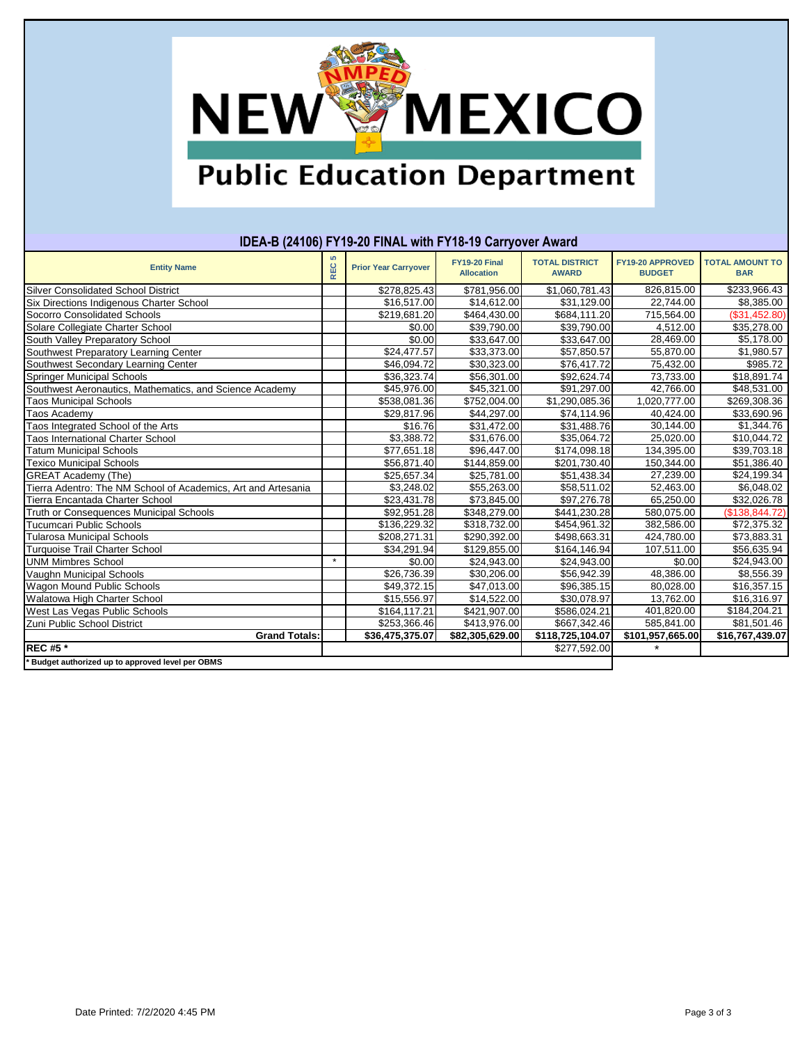# New Mexico Public Education Department

## IDEA-B (24106) FY19-20 FINAL with FY18-19 Carryover Award

| Entity Name | REC 5 | Prior Year Carryover | FY19-20 Final Allocation | TOTAL DISTRICT AWARD | FY19-20 APPROVED BUDGET | TOTAL AMOUNT TO BAR |
|---|---|---|---|---|---|---|
| Silver Consolidated School District | | $278,825.43 | $781,956.00 | $1,060,781.43 | 826,815.00 | $233,966.43 |
| Six Directions Indigenous Charter School | | $16,517.00 | $14,612.00 | $31,129.00 | 22,744.00 | $8,385.00 |
| Socorro Consolidated Schools | | $219,681.20 | $464,430.00 | $684,111.20 | 715,564.00 | ($31,452.80) |
| Solare Collegiate Charter School | | $0.00 | $39,790.00 | $39,790.00 | 4,512.00 | $35,278.00 |
| South Valley Preparatory School | | $0.00 | $33,647.00 | $33,647.00 | 28,469.00 | $5,178.00 |
| Southwest Preparatory Learning Center | | $24,477.57 | $33,373.00 | $57,850.57 | 55,870.00 | $1,980.57 |
| Southwest Secondary Learning Center | | $46,094.72 | $30,323.00 | $76,417.72 | 75,432.00 | $985.72 |
| Springer Municipal Schools | | $36,323.74 | $56,301.00 | $92,624.74 | 73,733.00 | $18,891.74 |
| Southwest Aeronautics, Mathematics, and Science Academy | | $45,976.00 | $45,321.00 | $91,297.00 | 42,766.00 | $48,531.00 |
| Taos Municipal Schools | | $538,081.36 | $752,004.00 | $1,290,085.36 | 1,020,777.00 | $269,308.36 |
| Taos Academy | | $29,817.96 | $44,297.00 | $74,114.96 | 40,424.00 | $33,690.96 |
| Taos Integrated School of the Arts | | $16.76 | $31,472.00 | $31,488.76 | 30,144.00 | $1,344.76 |
| Taos International Charter School | | $3,388.72 | $31,676.00 | $35,064.72 | 25,020.00 | $10,044.72 |
| Tatum Municipal Schools | | $77,651.18 | $96,447.00 | $174,098.18 | 134,395.00 | $39,703.18 |
| Texico Municipal Schools | | $56,871.40 | $144,859.00 | $201,730.40 | 150,344.00 | $51,386.40 |
| GREAT Academy (The) | | $25,657.34 | $25,781.00 | $51,438.34 | 27,239.00 | $24,199.34 |
| Tierra Adentro: The NM School of Academics, Art and Artesania | | $3,248.02 | $55,263.00 | $58,511.02 | 52,463.00 | $6,048.02 |
| Tierra Encantada Charter School | | $23,431.78 | $73,845.00 | $97,276.78 | 65,250.00 | $32,026.78 |
| Truth or Consequences Municipal Schools | | $92,951.28 | $348,279.00 | $441,230.28 | 580,075.00 | ($138,844.72) |
| Tucumcari Public Schools | | $136,229.32 | $318,732.00 | $454,961.32 | 382,586.00 | $72,375.32 |
| Tularosa Municipal Schools | | $208,271.31 | $290,392.00 | $498,663.31 | 424,780.00 | $73,883.31 |
| Turquoise Trail Charter School | | $34,291.94 | $129,855.00 | $164,146.94 | 107,511.00 | $56,635.94 |
| UNM Mimbres School | * | $0.00 | $24,943.00 | $24,943.00 | $0.00 | $24,943.00 |
| Vaughn Municipal Schools | | $26,736.39 | $30,206.00 | $56,942.39 | 48,386.00 | $8,556.39 |
| Wagon Mound Public Schools | | $49,372.15 | $47,013.00 | $96,385.15 | 80,028.00 | $16,357.15 |
| Walatowa High Charter School | | $15,556.97 | $14,522.00 | $30,078.97 | 13,762.00 | $16,316.97 |
| West Las Vegas Public Schools | | $164,117.21 | $421,907.00 | $586,024.21 | 401,820.00 | $184,204.21 |
| Zuni Public School District | | $253,366.46 | $413,976.00 | $667,342.46 | 585,841.00 | $81,501.46 |
| **Grand Totals:** | | **$36,475,375.07** | **$82,305,629.00** | **$118,725,104.07** | **$101,957,665.00** | **$16,767,439.07** |
| **REC #5 *** | | | | $277,592.00 | * | |

**\* Budget authorized up to approved level per OBMS**

Date Printed: 7/2/2020 4:45 PM